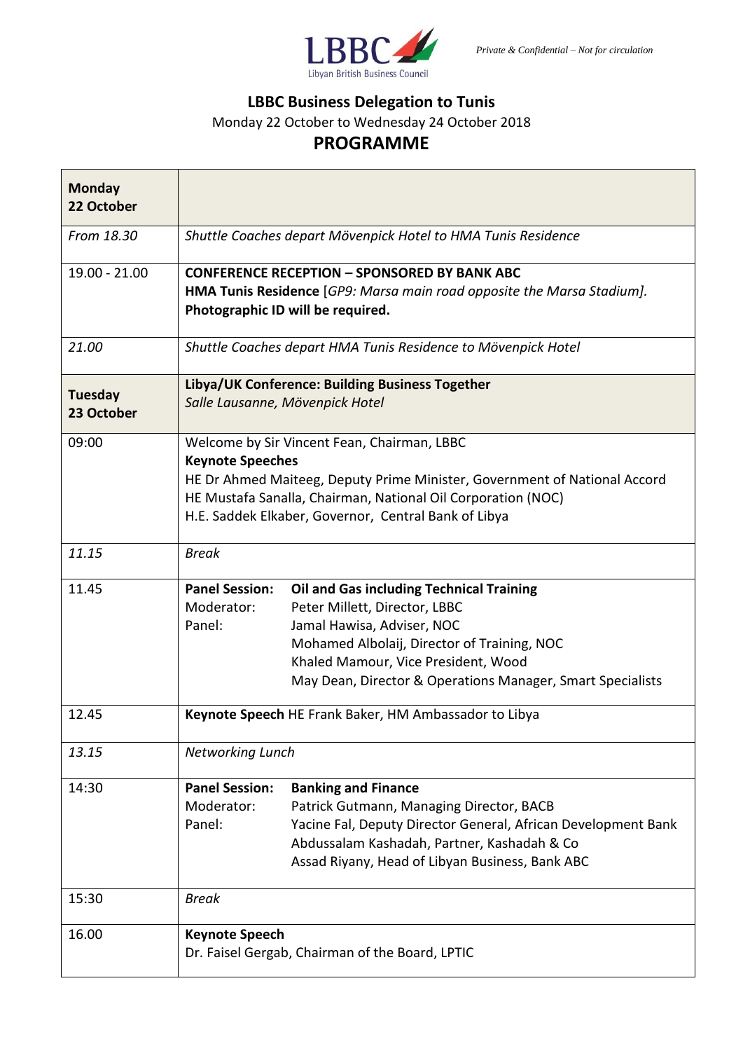Private & Confidential – Not for circulation

LBBC Libyan British Business Council

## LBBC Business Delegation to Tunis

Monday 22 October to Wednesday 24 October 2018

# PROGRAMME

| **Monday 22 October** | |
|---|---|
| *From 18.30* | *Shuttle Coaches depart Mövenpick Hotel to HMA Tunis Residence* |
| 19.00 - 21.00 | **CONFERENCE RECEPTION – SPONSORED BY BANK ABC**<br>**HMA Tunis Residence** [*GP9: Marsa main road opposite the Marsa Stadium*].<br>**Photographic ID will be required.** |
| *21.00* | *Shuttle Coaches depart HMA Tunis Residence to Mövenpick Hotel* |
| **Tuesday 23 October** | **Libya/UK Conference: Building Business Together**<br>*Salle Lausanne, Mövenpick Hotel* |
| 09:00 | Welcome by Sir Vincent Fean, Chairman, LBBC<br>**Keynote Speeches**<br>HE Dr Ahmed Maiteeg, Deputy Prime Minister, Government of National Accord<br>HE Mustafa Sanalla, Chairman, National Oil Corporation (NOC)<br>H.E. Saddek Elkaber, Governor, Central Bank of Libya |
| *11.15* | *Break* |
| 11.45 | **Panel Session:** **Oil and Gas including Technical Training**<br>Moderator: Peter Millett, Director, LBBC<br>Panel: Jamal Hawisa, Adviser, NOC<br>Mohamed Albolaij, Director of Training, NOC<br>Khaled Mamour, Vice President, Wood<br>May Dean, Director & Operations Manager, Smart Specialists |
| 12.45 | **Keynote Speech** HE Frank Baker, HM Ambassador to Libya |
| *13.15* | *Networking Lunch* |
| 14:30 | **Panel Session:** **Banking and Finance**<br>Moderator: Patrick Gutmann, Managing Director, BACB<br>Panel: Yacine Fal, Deputy Director General, African Development Bank<br>Abdussalam Kashadah, Partner, Kashadah & Co<br>Assad Riyany, Head of Libyan Business, Bank ABC |
| 15:30 | *Break* |
| 16.00 | **Keynote Speech**<br>Dr. Faisel Gergab, Chairman of the Board, LPTIC |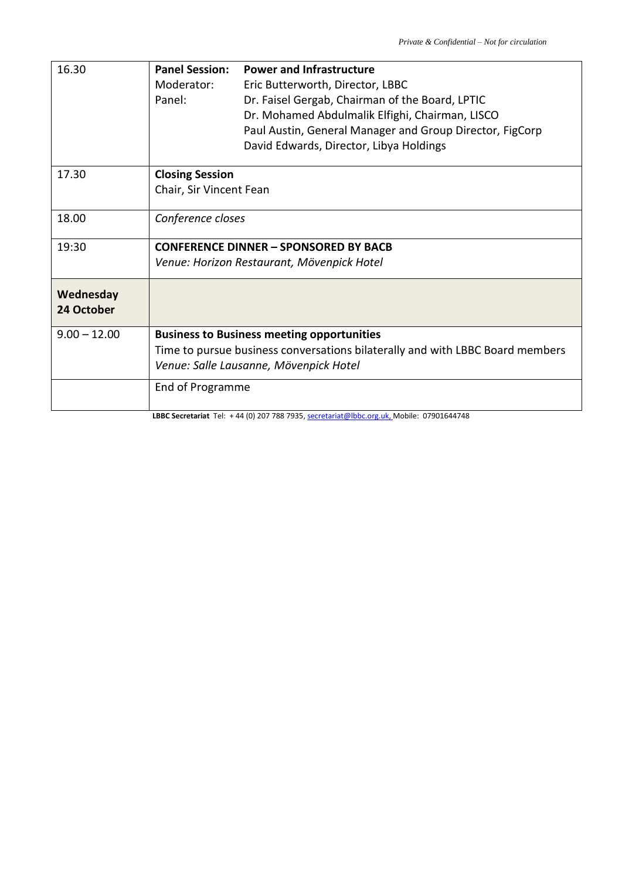| | |
|---|---|
| 16.30 | **Panel Session: Power and Infrastructure**<br>Moderator: Eric Butterworth, Director, LBBC<br>Panel: Dr. Faisel Gergab, Chairman of the Board, LPTIC<br>Dr. Mohamed Abdulmalik Elfighi, Chairman, LISCO<br>Paul Austin, General Manager and Group Director, FigCorp<br>David Edwards, Director, Libya Holdings |
| 17.30 | **Closing Session**<br>Chair, Sir Vincent Fean |
| 18.00 | *Conference closes* |
| 19:30 | **CONFERENCE DINNER – SPONSORED BY BACB**<br>*Venue: Horizon Restaurant, Mövenpick Hotel* |
| **Wednesday 24 October** | |
| 9.00 – 12.00 | **Business to Business meeting opportunities**<br>Time to pursue business conversations bilaterally and with LBBC Board members<br>*Venue: Salle Lausanne, Mövenpick Hotel* |
| | End of Programme |

**LBBC Secretariat** Tel: + 44 (0) 207 788 7935, secretariat@lbbc.org.uk, Mobile: 07901644748